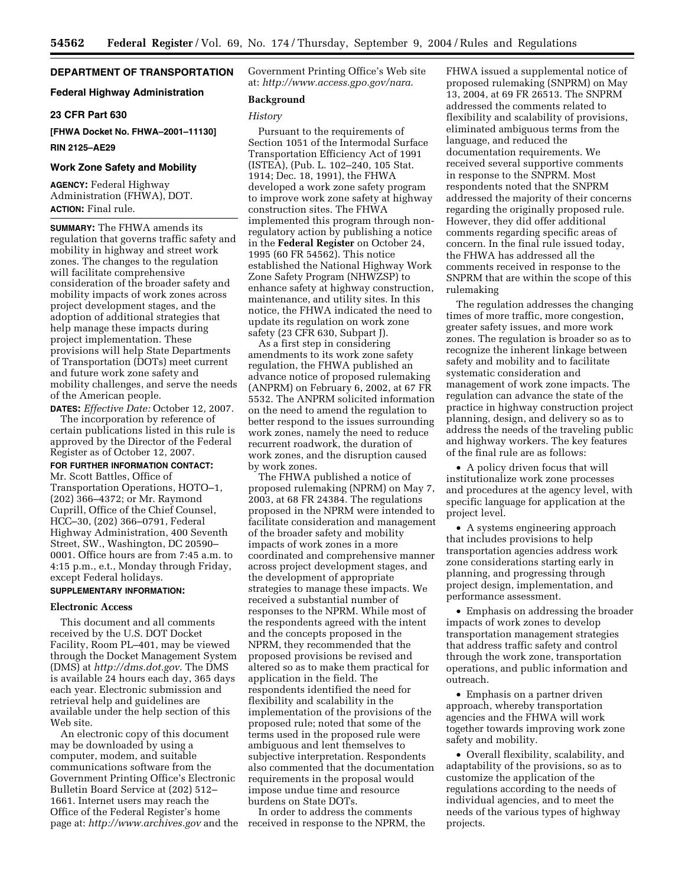**DEPARTMENT OF TRANSPORTATION**

**Federal Highway Administration**

**23 CFR Part 630**

**[FHWA Docket No. FHWA–2001–11130]**

**RIN 2125–AE29**

## Work Zone Safety and Mobility

**AGENCY:** Federal Highway Administration (FHWA), DOT.

**ACTION:** Final rule.

**SUMMARY:** The FHWA amends its regulation that governs traffic safety and mobility in highway and street work zones. The changes to the regulation will facilitate comprehensive consideration of the broader safety and mobility impacts of work zones across project development stages, and the adoption of additional strategies that help manage these impacts during project implementation. These provisions will help State Departments of Transportation (DOTs) meet current and future work zone safety and mobility challenges, and serve the needs of the American people.

**DATES:** *Effective Date:* October 12, 2007.

The incorporation by reference of certain publications listed in this rule is approved by the Director of the Federal Register as of October 12, 2007.

**FOR FURTHER INFORMATION CONTACT:** Mr. Scott Battles, Office of Transportation Operations, HOTO–1, (202) 366–4372; or Mr. Raymond Cuprill, Office of the Chief Counsel, HCC–30, (202) 366–0791, Federal Highway Administration, 400 Seventh Street, SW., Washington, DC 20590–0001. Office hours are from 7:45 a.m. to 4:15 p.m., e.t., Monday through Friday, except Federal holidays.

**SUPPLEMENTARY INFORMATION:**

### Electronic Access

This document and all comments received by the U.S. DOT Docket Facility, Room PL–401, may be viewed through the Docket Management System (DMS) at *http://dms.dot.gov*. The DMS is available 24 hours each day, 365 days each year. Electronic submission and retrieval help and guidelines are available under the help section of this Web site.

An electronic copy of this document may be downloaded by using a computer, modem, and suitable communications software from the Government Printing Office's Electronic Bulletin Board Service at (202) 512–1661. Internet users may reach the Office of the Federal Register's home page at: *http://www.archives.gov* and the Government Printing Office's Web site at: *http://www.access.gpo.gov/nara.*

### Background

*History*

Pursuant to the requirements of Section 1051 of the Intermodal Surface Transportation Efficiency Act of 1991 (ISTEA), (Pub. L. 102–240, 105 Stat. 1914; Dec. 18, 1991), the FHWA developed a work zone safety program to improve work zone safety at highway construction sites. The FHWA implemented this program through non-regulatory action by publishing a notice in the **Federal Register** on October 24, 1995 (60 FR 54562). This notice established the National Highway Work Zone Safety Program (NHWZSP) to enhance safety at highway construction, maintenance, and utility sites. In this notice, the FHWA indicated the need to update its regulation on work zone safety (23 CFR 630, Subpart J).

As a first step in considering amendments to its work zone safety regulation, the FHWA published an advance notice of proposed rulemaking (ANPRM) on February 6, 2002, at 67 FR 5532. The ANPRM solicited information on the need to amend the regulation to better respond to the issues surrounding work zones, namely the need to reduce recurrent roadwork, the duration of work zones, and the disruption caused by work zones.

The FHWA published a notice of proposed rulemaking (NPRM) on May 7, 2003, at 68 FR 24384. The regulations proposed in the NPRM were intended to facilitate consideration and management of the broader safety and mobility impacts of work zones in a more coordinated and comprehensive manner across project development stages, and the development of appropriate strategies to manage these impacts. We received a substantial number of responses to the NPRM. While most of the respondents agreed with the intent and the concepts proposed in the NPRM, they recommended that the proposed provisions be revised and altered so as to make them practical for application in the field. The respondents identified the need for flexibility and scalability in the implementation of the provisions of the proposed rule; noted that some of the terms used in the proposed rule were ambiguous and lent themselves to subjective interpretation. Respondents also commented that the documentation requirements in the proposal would impose undue time and resource burdens on State DOTs.

In order to address the comments received in response to the NPRM, the FHWA issued a supplemental notice of proposed rulemaking (SNPRM) on May 13, 2004, at 69 FR 26513. The SNPRM addressed the comments related to flexibility and scalability of provisions, eliminated ambiguous terms from the language, and reduced the documentation requirements. We received several supportive comments in response to the SNPRM. Most respondents noted that the SNPRM addressed the majority of their concerns regarding the originally proposed rule. However, they did offer additional comments regarding specific areas of concern. In the final rule issued today, the FHWA has addressed all the comments received in response to the SNPRM that are within the scope of this rulemaking

The regulation addresses the changing times of more traffic, more congestion, greater safety issues, and more work zones. The regulation is broader so as to recognize the inherent linkage between safety and mobility and to facilitate systematic consideration and management of work zone impacts. The regulation can advance the state of the practice in highway construction project planning, design, and delivery so as to address the needs of the traveling public and highway workers. The key features of the final rule are as follows:

- A policy driven focus that will institutionalize work zone processes and procedures at the agency level, with specific language for application at the project level.
- A systems engineering approach that includes provisions to help transportation agencies address work zone considerations starting early in planning, and progressing through project design, implementation, and performance assessment.
- Emphasis on addressing the broader impacts of work zones to develop transportation management strategies that address traffic safety and control through the work zone, transportation operations, and public information and outreach.
- Emphasis on a partner driven approach, whereby transportation agencies and the FHWA will work together towards improving work zone safety and mobility.
- Overall flexibility, scalability, and adaptability of the provisions, so as to customize the application of the regulations according to the needs of individual agencies, and to meet the needs of the various types of highway projects.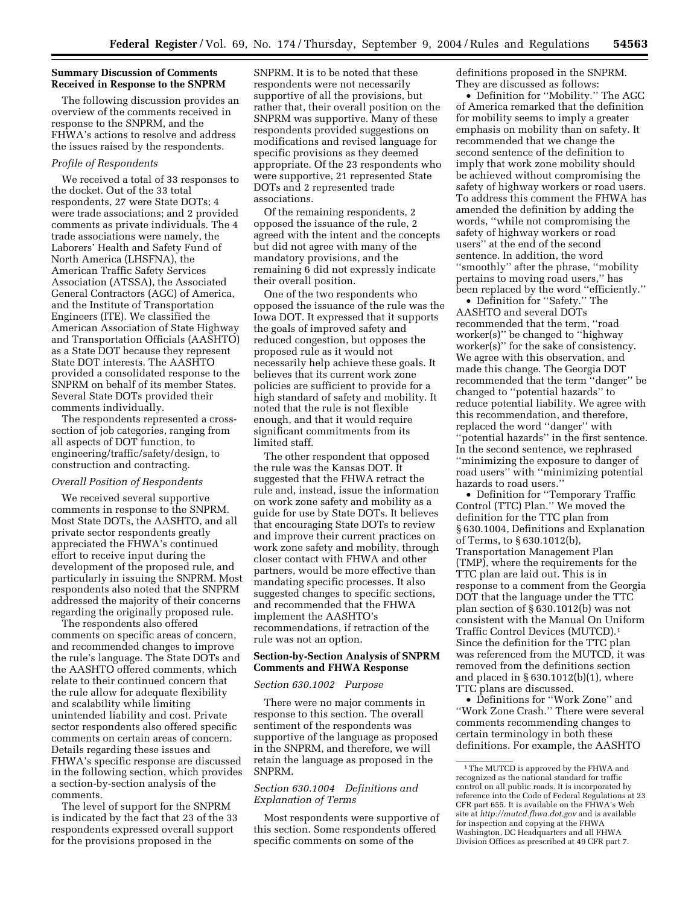### Summary Discussion of Comments Received in Response to the SNPRM

The following discussion provides an overview of the comments received in response to the SNPRM, and the FHWA's actions to resolve and address the issues raised by the respondents.

*Profile of Respondents*

We received a total of 33 responses to the docket. Out of the 33 total respondents, 27 were State DOTs; 4 were trade associations; and 2 provided comments as private individuals. The 4 trade associations were namely, the Laborers' Health and Safety Fund of North America (LHSFNA), the American Traffic Safety Services Association (ATSSA), the Associated General Contractors (AGC) of America, and the Institute of Transportation Engineers (ITE). We classified the American Association of State Highway and Transportation Officials (AASHTO) as a State DOT because they represent State DOT interests. The AASHTO provided a consolidated response to the SNPRM on behalf of its member States. Several State DOTs provided their comments individually.

The respondents represented a cross-section of job categories, ranging from all aspects of DOT function, to engineering/traffic/safety/design, to construction and contracting.

*Overall Position of Respondents*

We received several supportive comments in response to the SNPRM. Most State DOTs, the AASHTO, and all private sector respondents greatly appreciated the FHWA's continued effort to receive input during the development of the proposed rule, and particularly in issuing the SNPRM. Most respondents also noted that the SNPRM addressed the majority of their concerns regarding the originally proposed rule.

The respondents also offered comments on specific areas of concern, and recommended changes to improve the rule's language. The State DOTs and the AASHTO offered comments, which relate to their continued concern that the rule allow for adequate flexibility and scalability while limiting unintended liability and cost. Private sector respondents also offered specific comments on certain areas of concern. Details regarding these issues and FHWA's specific response are discussed in the following section, which provides a section-by-section analysis of the comments.

The level of support for the SNPRM is indicated by the fact that 23 of the 33 respondents expressed overall support for the provisions proposed in the SNPRM. It is to be noted that these respondents were not necessarily supportive of all the provisions, but rather that, their overall position on the SNPRM was supportive. Many of these respondents provided suggestions on modifications and revised language for specific provisions as they deemed appropriate. Of the 23 respondents who were supportive, 21 represented State DOTs and 2 represented trade associations.

Of the remaining respondents, 2 opposed the issuance of the rule, 2 agreed with the intent and the concepts but did not agree with many of the mandatory provisions, and the remaining 6 did not expressly indicate their overall position.

One of the two respondents who opposed the issuance of the rule was the Iowa DOT. It expressed that it supports the goals of improved safety and reduced congestion, but opposes the proposed rule as it would not necessarily help achieve these goals. It believes that its current work zone policies are sufficient to provide for a high standard of safety and mobility. It noted that the rule is not flexible enough, and that it would require significant commitments from its limited staff.

The other respondent that opposed the rule was the Kansas DOT. It suggested that the FHWA retract the rule and, instead, issue the information on work zone safety and mobility as a guide for use by State DOTs. It believes that encouraging State DOTs to review and improve their current practices on work zone safety and mobility, through closer contact with FHWA and other partners, would be more effective than mandating specific processes. It also suggested changes to specific sections, and recommended that the FHWA implement the AASHTO's recommendations, if retraction of the rule was not an option.

### Section-by-Section Analysis of SNPRM Comments and FHWA Response

*Section 630.1002 Purpose*

There were no major comments in response to this section. The overall sentiment of the respondents was supportive of the language as proposed in the SNPRM, and therefore, we will retain the language as proposed in the SNPRM.

*Section 630.1004 Definitions and Explanation of Terms*

Most respondents were supportive of this section. Some respondents offered specific comments on some of the definitions proposed in the SNPRM. They are discussed as follows:

- Definition for ''Mobility.'' The AGC of America remarked that the definition for mobility seems to imply a greater emphasis on mobility than on safety. It recommended that we change the second sentence of the definition to imply that work zone mobility should be achieved without compromising the safety of highway workers or road users. To address this comment the FHWA has amended the definition by adding the words, ''while not compromising the safety of highway workers or road users'' at the end of the second sentence. In addition, the word ''smoothly'' after the phrase, ''mobility pertains to moving road users,'' has been replaced by the word ''efficiently.''
- Definition for ''Safety.'' The AASHTO and several DOTs recommended that the term, ''road worker(s)'' be changed to ''highway worker(s)'' for the sake of consistency. We agree with this observation, and made this change. The Georgia DOT recommended that the term ''danger'' be changed to ''potential hazards'' to reduce potential liability. We agree with this recommendation, and therefore, replaced the word ''danger'' with ''potential hazards'' in the first sentence. In the second sentence, we rephrased ''minimizing the exposure to danger of road users'' with ''minimizing potential hazards to road users.''
- Definition for ''Temporary Traffic Control (TTC) Plan.'' We moved the definition for the TTC plan from § 630.1004, Definitions and Explanation of Terms, to § 630.1012(b), Transportation Management Plan (TMP), where the requirements for the TTC plan are laid out. This is in response to a comment from the Georgia DOT that the language under the TTC plan section of § 630.1012(b) was not consistent with the Manual On Uniform Traffic Control Devices (MUTCD).[1] Since the definition for the TTC plan was referenced from the MUTCD, it was removed from the definitions section and placed in § 630.1012(b)(1), where TTC plans are discussed.
- Definitions for ''Work Zone'' and ''Work Zone Crash.'' There were several comments recommending changes to certain terminology in both these definitions. For example, the AASHTO

[1] The MUTCD is approved by the FHWA and recognized as the national standard for traffic control on all public roads. It is incorporated by reference into the Code of Federal Regulations at 23 CFR part 655. It is available on the FHWA's Web site at *http://mutcd.fhwa.dot.gov* and is available for inspection and copying at the FHWA Washington, DC Headquarters and all FHWA Division Offices as prescribed at 49 CFR part 7.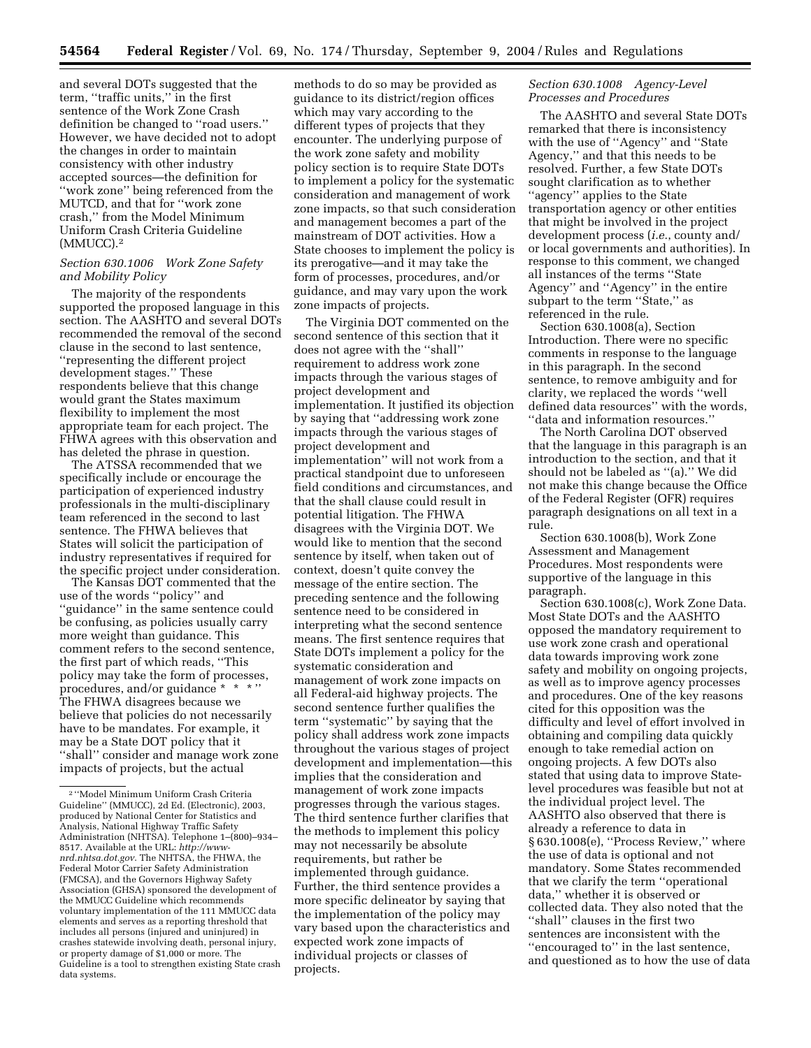and several DOTs suggested that the term, ''traffic units,'' in the first sentence of the Work Zone Crash definition be changed to ''road users.'' However, we have decided not to adopt the changes in order to maintain consistency with other industry accepted sources—the definition for ''work zone'' being referenced from the MUTCD, and that for ''work zone crash,'' from the Model Minimum Uniform Crash Criteria Guideline (MMUCC).[2]

### *Section 630.1006 Work Zone Safety and Mobility Policy*

The majority of the respondents supported the proposed language in this section. The AASHTO and several DOTs recommended the removal of the second clause in the second to last sentence, ''representing the different project development stages.'' These respondents believe that this change would grant the States maximum flexibility to implement the most appropriate team for each project. The FHWA agrees with this observation and has deleted the phrase in question.

The ATSSA recommended that we specifically include or encourage the participation of experienced industry professionals in the multi-disciplinary team referenced in the second to last sentence. The FHWA believes that States will solicit the participation of industry representatives if required for the specific project under consideration.

The Kansas DOT commented that the use of the words ''policy'' and ''guidance'' in the same sentence could be confusing, as policies usually carry more weight than guidance. This comment refers to the second sentence, the first part of which reads, ''This policy may take the form of processes, procedures, and/or guidance * * *'' The FHWA disagrees because we believe that policies do not necessarily have to be mandates. For example, it may be a State DOT policy that it ''shall'' consider and manage work zone impacts of projects, but the actual methods to do so may be provided as guidance to its district/region offices which may vary according to the different types of projects that they encounter. The underlying purpose of the work zone safety and mobility policy section is to require State DOTs to implement a policy for the systematic consideration and management of work zone impacts, so that such consideration and management becomes a part of the mainstream of DOT activities. How a State chooses to implement the policy is its prerogative—and it may take the form of processes, procedures, and/or guidance, and may vary upon the work zone impacts of projects.

The Virginia DOT commented on the second sentence of this section that it does not agree with the ''shall'' requirement to address work zone impacts through the various stages of project development and implementation. It justified its objection by saying that ''addressing work zone impacts through the various stages of project development and implementation'' will not work from a practical standpoint due to unforeseen field conditions and circumstances, and that the shall clause could result in potential litigation. The FHWA disagrees with the Virginia DOT. We would like to mention that the second sentence by itself, when taken out of context, doesn't quite convey the message of the entire section. The preceding sentence and the following sentence need to be considered in interpreting what the second sentence means. The first sentence requires that State DOTs implement a policy for the systematic consideration and management of work zone impacts on all Federal-aid highway projects. The second sentence further qualifies the term ''systematic'' by saying that the policy shall address work zone impacts throughout the various stages of project development and implementation—this implies that the consideration and management of work zone impacts progresses through the various stages. The third sentence further clarifies that the methods to implement this policy may not necessarily be absolute requirements, but rather be implemented through guidance. Further, the third sentence provides a more specific delineator by saying that the implementation of the policy may vary based upon the characteristics and expected work zone impacts of individual projects or classes of projects.

### *Section 630.1008 Agency-Level Processes and Procedures*

The AASHTO and several State DOTs remarked that there is inconsistency with the use of ''Agency'' and ''State Agency,'' and that this needs to be resolved. Further, a few State DOTs sought clarification as to whether ''agency'' applies to the State transportation agency or other entities that might be involved in the project development process (*i.e.*, county and/or local governments and authorities). In response to this comment, we changed all instances of the terms ''State Agency'' and ''Agency'' in the entire subpart to the term ''State,'' as referenced in the rule.

Section 630.1008(a), Section Introduction. There were no specific comments in response to the language in this paragraph. In the second sentence, to remove ambiguity and for clarity, we replaced the words ''well defined data resources'' with the words, ''data and information resources.''

The North Carolina DOT observed that the language in this paragraph is an introduction to the section, and that it should not be labeled as ''(a).'' We did not make this change because the Office of the Federal Register (OFR) requires paragraph designations on all text in a rule.

Section 630.1008(b), Work Zone Assessment and Management Procedures. Most respondents were supportive of the language in this paragraph.

Section 630.1008(c), Work Zone Data. Most State DOTs and the AASHTO opposed the mandatory requirement to use work zone crash and operational data towards improving work zone safety and mobility on ongoing projects, as well as to improve agency processes and procedures. One of the key reasons cited for this opposition was the difficulty and level of effort involved in obtaining and compiling data quickly enough to take remedial action on ongoing projects. A few DOTs also stated that using data to improve State-level procedures was feasible but not at the individual project level. The AASHTO also observed that there is already a reference to data in § 630.1008(e), ''Process Review,'' where the use of data is optional and not mandatory. Some States recommended that we clarify the term ''operational data,'' whether it is observed or collected data. They also noted that the ''shall'' clauses in the first two sentences are inconsistent with the ''encouraged to'' in the last sentence, and questioned as to how the use of data

---

[2] ''Model Minimum Uniform Crash Criteria Guideline'' (MMUCC), 2d Ed. (Electronic), 2003, produced by National Center for Statistics and Analysis, National Highway Traffic Safety Administration (NHTSA). Telephone 1–(800)–934–8517. Available at the URL: *http://www-nrd.nhtsa.dot.gov.* The NHTSA, the FHWA, the Federal Motor Carrier Safety Administration (FMCSA), and the Governors Highway Safety Association (GHSA) sponsored the development of the MMUCC Guideline which recommends voluntary implementation of the 111 MMUCC data elements and serves as a reporting threshold that includes all persons (injured and uninjured) in crashes statewide involving death, personal injury, or property damage of $1,000 or more. The Guideline is a tool to strengthen existing State crash data systems.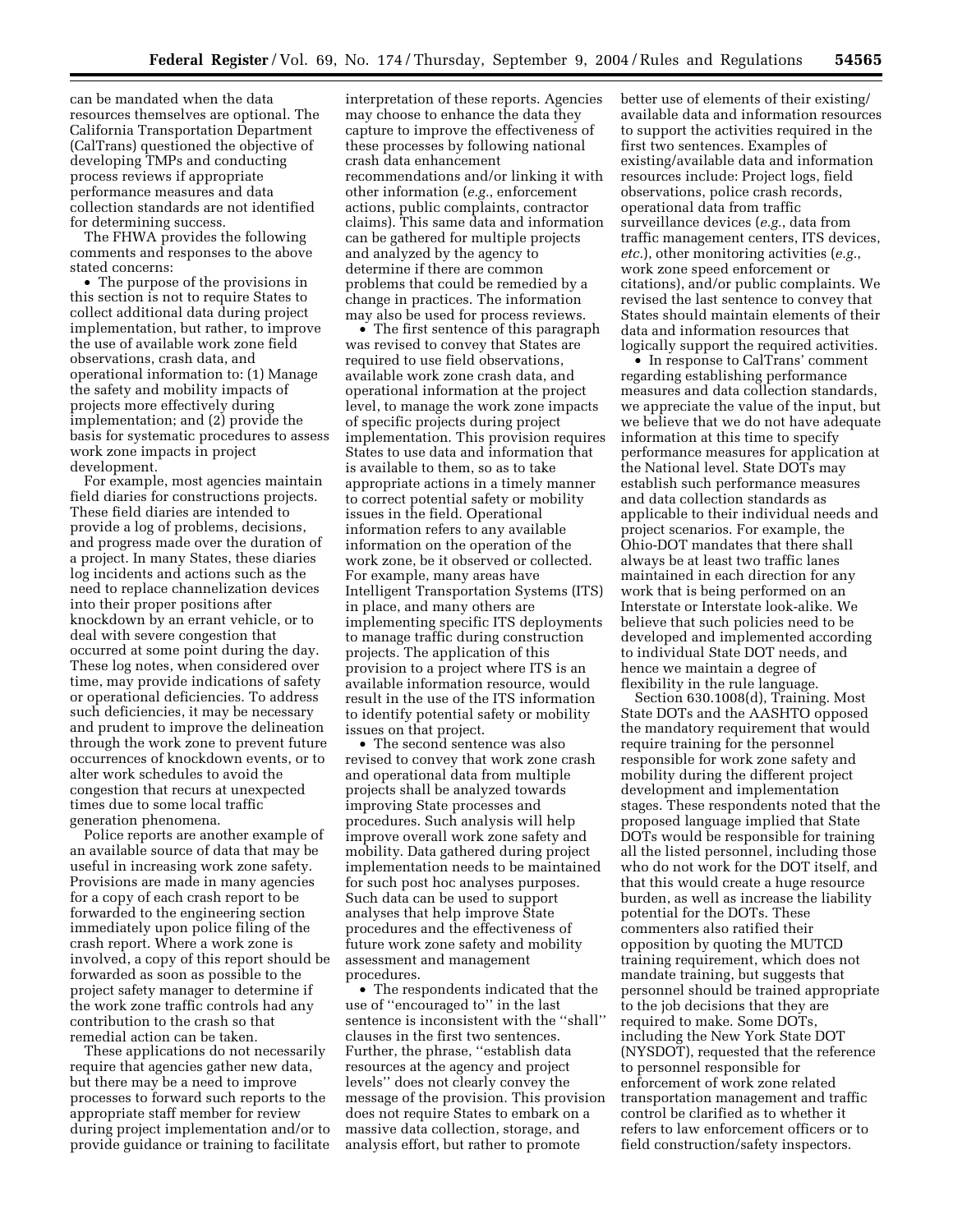can be mandated when the data resources themselves are optional. The California Transportation Department (CalTrans) questioned the objective of developing TMPs and conducting process reviews if appropriate performance measures and data collection standards are not identified for determining success.

The FHWA provides the following comments and responses to the above stated concerns:

- The purpose of the provisions in this section is not to require States to collect additional data during project implementation, but rather, to improve the use of available work zone field observations, crash data, and operational information to: (1) Manage the safety and mobility impacts of projects more effectively during implementation; and (2) provide the basis for systematic procedures to assess work zone impacts in project development.

For example, most agencies maintain field diaries for constructions projects. These field diaries are intended to provide a log of problems, decisions, and progress made over the duration of a project. In many States, these diaries log incidents and actions such as the need to replace channelization devices into their proper positions after knockdown by an errant vehicle, or to deal with severe congestion that occurred at some point during the day. These log notes, when considered over time, may provide indications of safety or operational deficiencies. To address such deficiencies, it may be necessary and prudent to improve the delineation through the work zone to prevent future occurrences of knockdown events, or to alter work schedules to avoid the congestion that recurs at unexpected times due to some local traffic generation phenomena.

Police reports are another example of an available source of data that may be useful in increasing work zone safety. Provisions are made in many agencies for a copy of each crash report to be forwarded to the engineering section immediately upon police filing of the crash report. Where a work zone is involved, a copy of this report should be forwarded as soon as possible to the project safety manager to determine if the work zone traffic controls had any contribution to the crash so that remedial action can be taken.

These applications do not necessarily require that agencies gather new data, but there may be a need to improve processes to forward such reports to the appropriate staff member for review during project implementation and/or to provide guidance or training to facilitate interpretation of these reports. Agencies may choose to enhance the data they capture to improve the effectiveness of these processes by following national crash data enhancement recommendations and/or linking it with other information (*e.g.*, enforcement actions, public complaints, contractor claims). This same data and information can be gathered for multiple projects and analyzed by the agency to determine if there are common problems that could be remedied by a change in practices. The information may also be used for process reviews.

- The first sentence of this paragraph was revised to convey that States are required to use field observations, available work zone crash data, and operational information at the project level, to manage the work zone impacts of specific projects during project implementation. This provision requires States to use data and information that is available to them, so as to take appropriate actions in a timely manner to correct potential safety or mobility issues in the field. Operational information refers to any available information on the operation of the work zone, be it observed or collected. For example, many areas have Intelligent Transportation Systems (ITS) in place, and many others are implementing specific ITS deployments to manage traffic during construction projects. The application of this provision to a project where ITS is an available information resource, would result in the use of the ITS information to identify potential safety or mobility issues on that project.

- The second sentence was also revised to convey that work zone crash and operational data from multiple projects shall be analyzed towards improving State processes and procedures. Such analysis will help improve overall work zone safety and mobility. Data gathered during project implementation needs to be maintained for such post hoc analyses purposes. Such data can be used to support analyses that help improve State procedures and the effectiveness of future work zone safety and mobility assessment and management procedures.

- The respondents indicated that the use of ''encouraged to'' in the last sentence is inconsistent with the ''shall'' clauses in the first two sentences. Further, the phrase, ''establish data resources at the agency and project levels'' does not clearly convey the message of the provision. This provision does not require States to embark on a massive data collection, storage, and analysis effort, but rather to promote better use of elements of their existing/available data and information resources to support the activities required in the first two sentences. Examples of existing/available data and information resources include: Project logs, field observations, police crash records, operational data from traffic surveillance devices (*e.g.*, data from traffic management centers, ITS devices, *etc.*), other monitoring activities (*e.g.*, work zone speed enforcement or citations), and/or public complaints. We revised the last sentence to convey that States should maintain elements of their data and information resources that logically support the required activities.

- In response to CalTrans' comment regarding establishing performance measures and data collection standards, we appreciate the value of the input, but we believe that we do not have adequate information at this time to specify performance measures for application at the National level. State DOTs may establish such performance measures and data collection standards as applicable to their individual needs and project scenarios. For example, the Ohio-DOT mandates that there shall always be at least two traffic lanes maintained in each direction for any work that is being performed on an Interstate or Interstate look-alike. We believe that such policies need to be developed and implemented according to individual State DOT needs, and hence we maintain a degree of flexibility in the rule language.

Section 630.1008(d), Training. Most State DOTs and the AASHTO opposed the mandatory requirement that would require training for the personnel responsible for work zone safety and mobility during the different project development and implementation stages. These respondents noted that the proposed language implied that State DOTs would be responsible for training all the listed personnel, including those who do not work for the DOT itself, and that this would create a huge resource burden, as well as increase the liability potential for the DOTs. These commenters also ratified their opposition by quoting the MUTCD training requirement, which does not mandate training, but suggests that personnel should be trained appropriate to the job decisions that they are required to make. Some DOTs, including the New York State DOT (NYSDOT), requested that the reference to personnel responsible for enforcement of work zone related transportation management and traffic control be clarified as to whether it refers to law enforcement officers or to field construction/safety inspectors.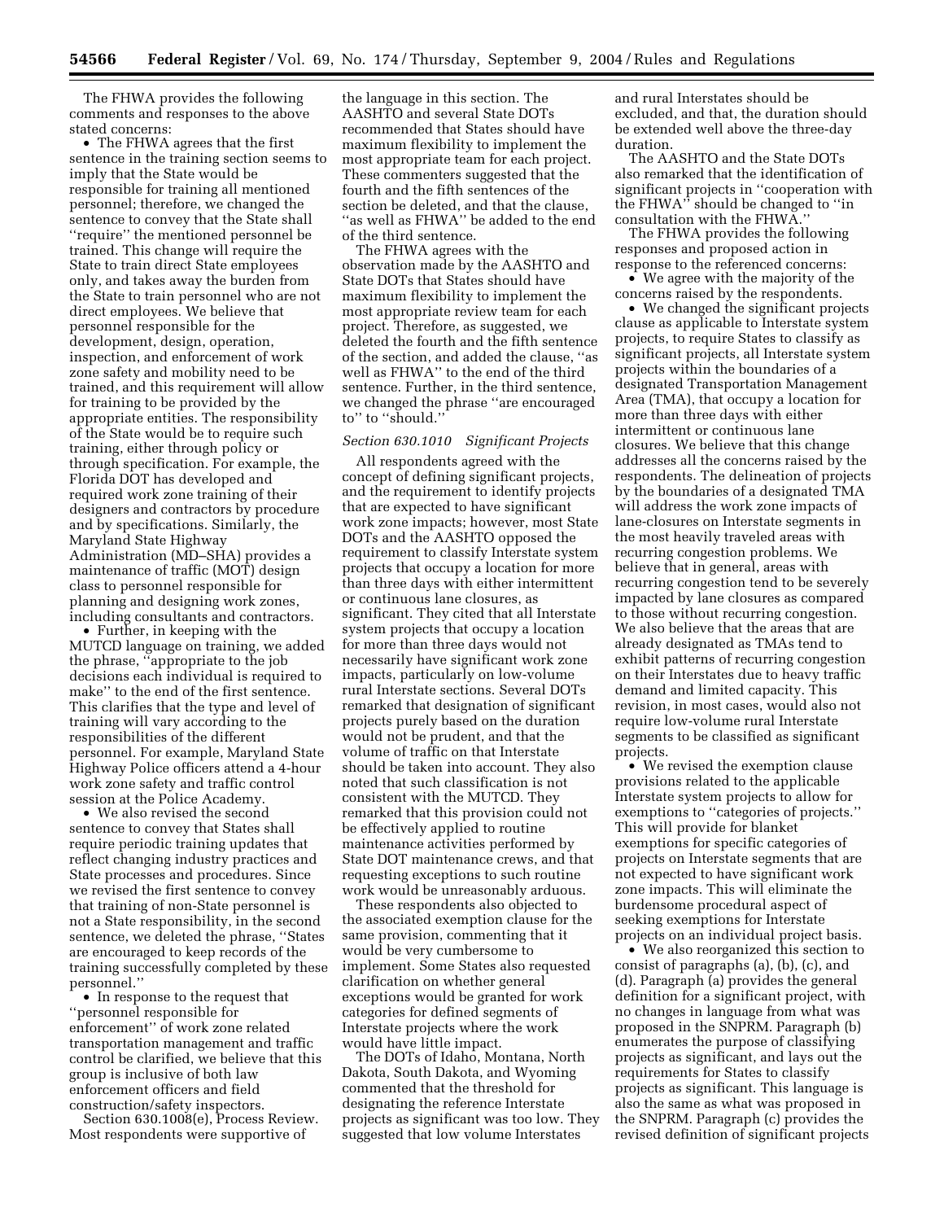The FHWA provides the following comments and responses to the above stated concerns:

- The FHWA agrees that the first sentence in the training section seems to imply that the State would be responsible for training all mentioned personnel; therefore, we changed the sentence to convey that the State shall ''require'' the mentioned personnel be trained. This change will require the State to train direct State employees only, and takes away the burden from the State to train personnel who are not direct employees. We believe that personnel responsible for the development, design, operation, inspection, and enforcement of work zone safety and mobility need to be trained, and this requirement will allow for training to be provided by the appropriate entities. The responsibility of the State would be to require such training, either through policy or through specification. For example, the Florida DOT has developed and required work zone training of their designers and contractors by procedure and by specifications. Similarly, the Maryland State Highway Administration (MD–SHA) provides a maintenance of traffic (MOT) design class to personnel responsible for planning and designing work zones, including consultants and contractors.
- Further, in keeping with the MUTCD language on training, we added the phrase, ''appropriate to the job decisions each individual is required to make'' to the end of the first sentence. This clarifies that the type and level of training will vary according to the responsibilities of the different personnel. For example, Maryland State Highway Police officers attend a 4-hour work zone safety and traffic control session at the Police Academy.
- We also revised the second sentence to convey that States shall require periodic training updates that reflect changing industry practices and State processes and procedures. Since we revised the first sentence to convey that training of non-State personnel is not a State responsibility, in the second sentence, we deleted the phrase, ''States are encouraged to keep records of the training successfully completed by these personnel.''
- In response to the request that ''personnel responsible for enforcement'' of work zone related transportation management and traffic control be clarified, we believe that this group is inclusive of both law enforcement officers and field construction/safety inspectors.

Section 630.1008(e), Process Review. Most respondents were supportive of the language in this section. The AASHTO and several State DOTs recommended that States should have maximum flexibility to implement the most appropriate team for each project. These commenters suggested that the fourth and the fifth sentences of the section be deleted, and that the clause, ''as well as FHWA'' be added to the end of the third sentence.

The FHWA agrees with the observation made by the AASHTO and State DOTs that States should have maximum flexibility to implement the most appropriate review team for each project. Therefore, as suggested, we deleted the fourth and the fifth sentence of the section, and added the clause, ''as well as FHWA'' to the end of the third sentence. Further, in the third sentence, we changed the phrase ''are encouraged to'' to ''should.''

*Section 630.1010 Significant Projects*

All respondents agreed with the concept of defining significant projects, and the requirement to identify projects that are expected to have significant work zone impacts; however, most State DOTs and the AASHTO opposed the requirement to classify Interstate system projects that occupy a location for more than three days with either intermittent or continuous lane closures, as significant. They cited that all Interstate system projects that occupy a location for more than three days would not necessarily have significant work zone impacts, particularly on low-volume rural Interstate sections. Several DOTs remarked that designation of significant projects purely based on the duration would not be prudent, and that the volume of traffic on that Interstate should be taken into account. They also noted that such classification is not consistent with the MUTCD. They remarked that this provision could not be effectively applied to routine maintenance activities performed by State DOT maintenance crews, and that requesting exceptions to such routine work would be unreasonably arduous.

These respondents also objected to the associated exemption clause for the same provision, commenting that it would be very cumbersome to implement. Some States also requested clarification on whether general exceptions would be granted for work categories for defined segments of Interstate projects where the work would have little impact.

The DOTs of Idaho, Montana, North Dakota, South Dakota, and Wyoming commented that the threshold for designating the reference Interstate projects as significant was too low. They suggested that low volume Interstates and rural Interstates should be excluded, and that, the duration should be extended well above the three-day duration.

The AASHTO and the State DOTs also remarked that the identification of significant projects in ''cooperation with the FHWA'' should be changed to ''in consultation with the FHWA.''

The FHWA provides the following responses and proposed action in response to the referenced concerns:

- We agree with the majority of the concerns raised by the respondents.
- We changed the significant projects clause as applicable to Interstate system projects, to require States to classify as significant projects, all Interstate system projects within the boundaries of a designated Transportation Management Area (TMA), that occupy a location for more than three days with either intermittent or continuous lane closures. We believe that this change addresses all the concerns raised by the respondents. The delineation of projects by the boundaries of a designated TMA will address the work zone impacts of lane-closures on Interstate segments in the most heavily traveled areas with recurring congestion problems. We believe that in general, areas with recurring congestion tend to be severely impacted by lane closures as compared to those without recurring congestion. We also believe that the areas that are already designated as TMAs tend to exhibit patterns of recurring congestion on their Interstates due to heavy traffic demand and limited capacity. This revision, in most cases, would also not require low-volume rural Interstate segments to be classified as significant projects.
- We revised the exemption clause provisions related to the applicable Interstate system projects to allow for exemptions to ''categories of projects.'' This will provide for blanket exemptions for specific categories of projects on Interstate segments that are not expected to have significant work zone impacts. This will eliminate the burdensome procedural aspect of seeking exemptions for Interstate projects on an individual project basis.
- We also reorganized this section to consist of paragraphs (a), (b), (c), and (d). Paragraph (a) provides the general definition for a significant project, with no changes in language from what was proposed in the SNPRM. Paragraph (b) enumerates the purpose of classifying projects as significant, and lays out the requirements for States to classify projects as significant. This language is also the same as what was proposed in the SNPRM. Paragraph (c) provides the revised definition of significant projects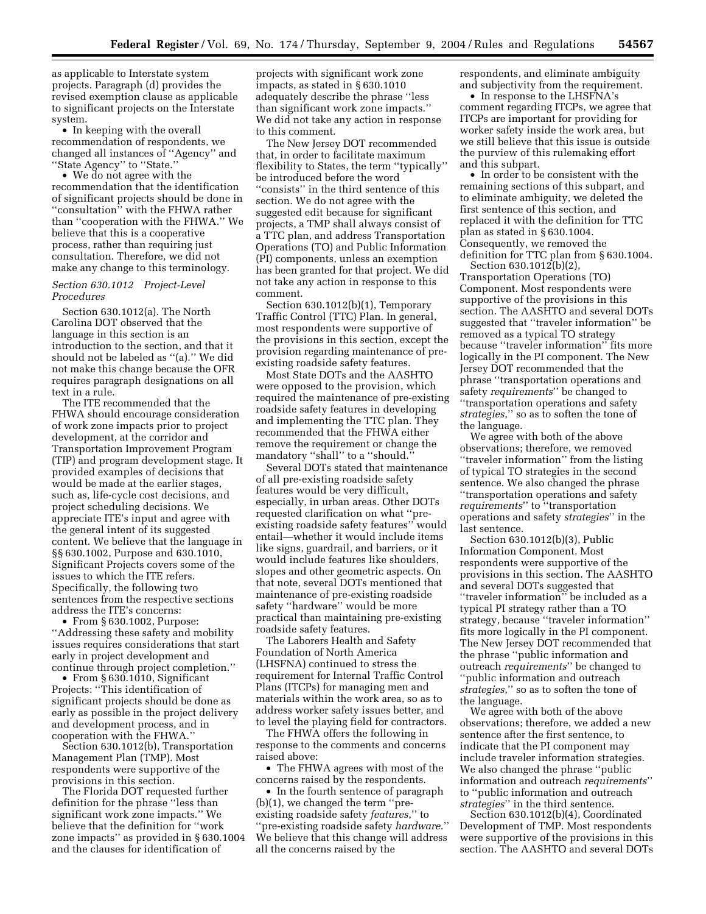as applicable to Interstate system projects. Paragraph (d) provides the revised exemption clause as applicable to significant projects on the Interstate system.

- In keeping with the overall recommendation of respondents, we changed all instances of ''Agency'' and ''State Agency'' to ''State.''
- We do not agree with the recommendation that the identification of significant projects should be done in ''consultation'' with the FHWA rather than ''cooperation with the FHWA.'' We believe that this is a cooperative process, rather than requiring just consultation. Therefore, we did not make any change to this terminology.

### *Section 630.1012 Project-Level Procedures*

Section 630.1012(a). The North Carolina DOT observed that the language in this section is an introduction to the section, and that it should not be labeled as ''(a).'' We did not make this change because the OFR requires paragraph designations on all text in a rule.

The ITE recommended that the FHWA should encourage consideration of work zone impacts prior to project development, at the corridor and Transportation Improvement Program (TIP) and program development stage. It provided examples of decisions that would be made at the earlier stages, such as, life-cycle cost decisions, and project scheduling decisions. We appreciate ITE's input and agree with the general intent of its suggested content. We believe that the language in §§ 630.1002, Purpose and 630.1010, Significant Projects covers some of the issues to which the ITE refers. Specifically, the following two sentences from the respective sections address the ITE's concerns:

- From § 630.1002, Purpose: ''Addressing these safety and mobility issues requires considerations that start early in project development and continue through project completion.''
- From § 630.1010, Significant Projects: ''This identification of significant projects should be done as early as possible in the project delivery and development process, and in cooperation with the FHWA.''

Section 630.1012(b), Transportation Management Plan (TMP). Most respondents were supportive of the provisions in this section.

The Florida DOT requested further definition for the phrase ''less than significant work zone impacts.'' We believe that the definition for ''work zone impacts'' as provided in § 630.1004 and the clauses for identification of projects with significant work zone impacts, as stated in § 630.1010 adequately describe the phrase ''less than significant work zone impacts.'' We did not take any action in response to this comment.

The New Jersey DOT recommended that, in order to facilitate maximum flexibility to States, the term ''typically'' be introduced before the word ''consists'' in the third sentence of this section. We do not agree with the suggested edit because for significant projects, a TMP shall always consist of a TTC plan, and address Transportation Operations (TO) and Public Information (PI) components, unless an exemption has been granted for that project. We did not take any action in response to this comment.

Section 630.1012(b)(1), Temporary Traffic Control (TTC) Plan. In general, most respondents were supportive of the provisions in this section, except the provision regarding maintenance of pre-existing roadside safety features.

Most State DOTs and the AASHTO were opposed to the provision, which required the maintenance of pre-existing roadside safety features in developing and implementing the TTC plan. They recommended that the FHWA either remove the requirement or change the mandatory ''shall'' to a ''should.''

Several DOTs stated that maintenance of all pre-existing roadside safety features would be very difficult, especially, in urban areas. Other DOTs requested clarification on what ''pre-existing roadside safety features'' would entail—whether it would include items like signs, guardrail, and barriers, or it would include features like shoulders, slopes and other geometric aspects. On that note, several DOTs mentioned that maintenance of pre-existing roadside safety ''hardware'' would be more practical than maintaining pre-existing roadside safety features.

The Laborers Health and Safety Foundation of North America (LHSFNA) continued to stress the requirement for Internal Traffic Control Plans (ITCPs) for managing men and materials within the work area, so as to address worker safety issues better, and to level the playing field for contractors.

The FHWA offers the following in response to the comments and concerns raised above:

- The FHWA agrees with most of the concerns raised by the respondents.
- In the fourth sentence of paragraph (b)(1), we changed the term ''pre-existing roadside safety *features*,'' to ''pre-existing roadside safety *hardware*.'' We believe that this change will address all the concerns raised by the respondents, and eliminate ambiguity and subjectivity from the requirement.
- In response to the LHSFNA's comment regarding ITCPs, we agree that ITCPs are important for providing for worker safety inside the work area, but we still believe that this issue is outside the purview of this rulemaking effort and this subpart.
- In order to be consistent with the remaining sections of this subpart, and to eliminate ambiguity, we deleted the first sentence of this section, and replaced it with the definition for TTC plan as stated in § 630.1004. Consequently, we removed the definition for TTC plan from § 630.1004.

Section 630.1012(b)(2), Transportation Operations (TO) Component. Most respondents were supportive of the provisions in this section. The AASHTO and several DOTs suggested that ''traveler information'' be removed as a typical TO strategy because ''traveler information'' fits more logically in the PI component. The New Jersey DOT recommended that the phrase ''transportation operations and safety *requirements*'' be changed to ''transportation operations and safety *strategies*,'' so as to soften the tone of the language.

We agree with both of the above observations; therefore, we removed ''traveler information'' from the listing of typical TO strategies in the second sentence. We also changed the phrase ''transportation operations and safety *requirements*'' to ''transportation operations and safety *strategies*'' in the last sentence.

Section 630.1012(b)(3), Public Information Component. Most respondents were supportive of the provisions in this section. The AASHTO and several DOTs suggested that ''traveler information'' be included as a typical PI strategy rather than a TO strategy, because ''traveler information'' fits more logically in the PI component. The New Jersey DOT recommended that the phrase ''public information and outreach *requirements*'' be changed to ''public information and outreach *strategies*,'' so as to soften the tone of the language.

We agree with both of the above observations; therefore, we added a new sentence after the first sentence, to indicate that the PI component may include traveler information strategies. We also changed the phrase ''public information and outreach *requirements*'' to ''public information and outreach *strategies*'' in the third sentence.

Section 630.1012(b)(4), Coordinated Development of TMP. Most respondents were supportive of the provisions in this section. The AASHTO and several DOTs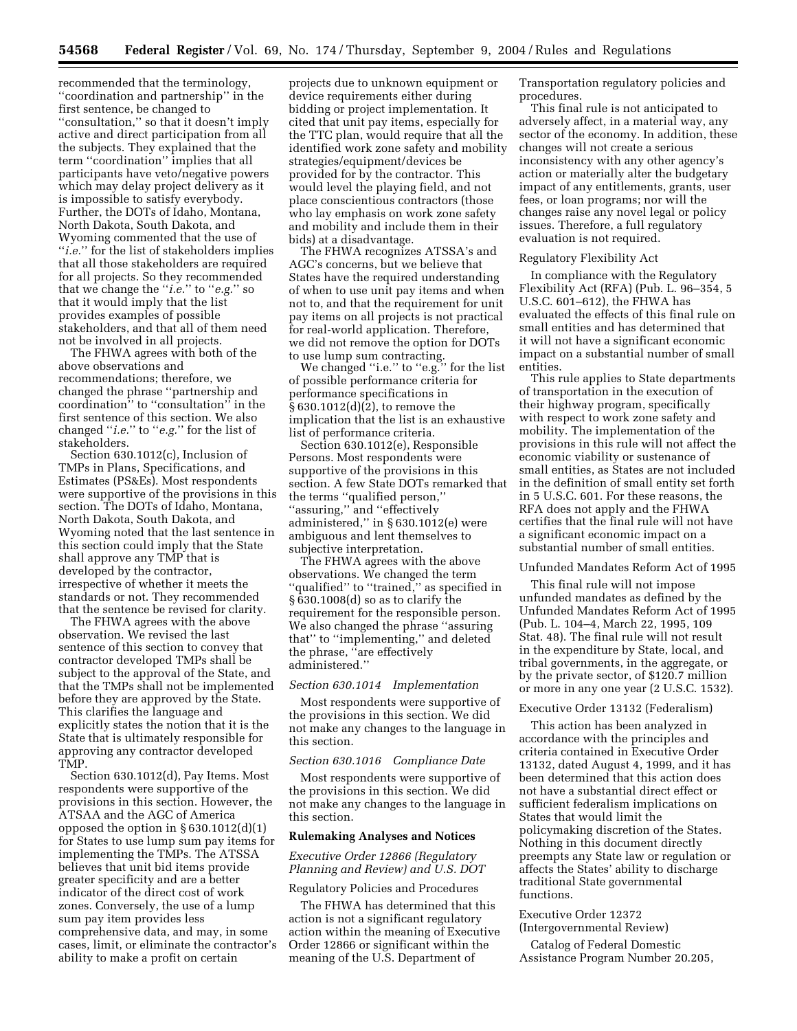recommended that the terminology, ''coordination and partnership'' in the first sentence, be changed to ''consultation,'' so that it doesn't imply active and direct participation from all the subjects. They explained that the term ''coordination'' implies that all participants have veto/negative powers which may delay project delivery as it is impossible to satisfy everybody. Further, the DOTs of Idaho, Montana, North Dakota, South Dakota, and Wyoming commented that the use of ''*i.e.*'' for the list of stakeholders implies that all those stakeholders are required for all projects. So they recommended that we change the ''*i.e.*'' to ''*e.g.*'' so that it would imply that the list provides examples of possible stakeholders, and that all of them need not be involved in all projects.

The FHWA agrees with both of the above observations and recommendations; therefore, we changed the phrase ''partnership and coordination'' to ''consultation'' in the first sentence of this section. We also changed ''*i.e.*'' to ''*e.g.*'' for the list of stakeholders.

Section 630.1012(c), Inclusion of TMPs in Plans, Specifications, and Estimates (PS&Es). Most respondents were supportive of the provisions in this section. The DOTs of Idaho, Montana, North Dakota, South Dakota, and Wyoming noted that the last sentence in this section could imply that the State shall approve any TMP that is developed by the contractor, irrespective of whether it meets the standards or not. They recommended that the sentence be revised for clarity.

The FHWA agrees with the above observation. We revised the last sentence of this section to convey that contractor developed TMPs shall be subject to the approval of the State, and that the TMPs shall not be implemented before they are approved by the State. This clarifies the language and explicitly states the notion that it is the State that is ultimately responsible for approving any contractor developed TMP.

Section 630.1012(d), Pay Items. Most respondents were supportive of the provisions in this section. However, the ATSAA and the AGC of America opposed the option in § 630.1012(d)(1) for States to use lump sum pay items for implementing the TMPs. The ATSSA believes that unit bid items provide greater specificity and are a better indicator of the direct cost of work zones. Conversely, the use of a lump sum pay item provides less comprehensive data, and may, in some cases, limit, or eliminate the contractor's ability to make a profit on certain projects due to unknown equipment or device requirements either during bidding or project implementation. It cited that unit pay items, especially for the TTC plan, would require that all the identified work zone safety and mobility strategies/equipment/devices be provided for by the contractor. This would level the playing field, and not place conscientious contractors (those who lay emphasis on work zone safety and mobility and include them in their bids) at a disadvantage.

The FHWA recognizes ATSSA's and AGC's concerns, but we believe that States have the required understanding of when to use unit pay items and when not to, and that the requirement for unit pay items on all projects is not practical for real-world application. Therefore, we did not remove the option for DOTs to use lump sum contracting.

We changed ''i.e.'' to ''e.g.'' for the list of possible performance criteria for performance specifications in § 630.1012(d)(2), to remove the implication that the list is an exhaustive list of performance criteria.

Section 630.1012(e), Responsible Persons. Most respondents were supportive of the provisions in this section. A few State DOTs remarked that the terms ''qualified person,'' ''assuring,'' and ''effectively administered,'' in § 630.1012(e) were ambiguous and lent themselves to subjective interpretation.

The FHWA agrees with the above observations. We changed the term ''qualified'' to ''trained,'' as specified in § 630.1008(d) so as to clarify the requirement for the responsible person. We also changed the phrase ''assuring that'' to ''implementing,'' and deleted the phrase, ''are effectively administered.''

*Section 630.1014 Implementation*

Most respondents were supportive of the provisions in this section. We did not make any changes to the language in this section.

*Section 630.1016 Compliance Date*

Most respondents were supportive of the provisions in this section. We did not make any changes to the language in this section.

**Rulemaking Analyses and Notices**

*Executive Order 12866 (Regulatory Planning and Review) and U.S. DOT*

Regulatory Policies and Procedures

The FHWA has determined that this action is not a significant regulatory action within the meaning of Executive Order 12866 or significant within the meaning of the U.S. Department of Transportation regulatory policies and procedures.

This final rule is not anticipated to adversely affect, in a material way, any sector of the economy. In addition, these changes will not create a serious inconsistency with any other agency's action or materially alter the budgetary impact of any entitlements, grants, user fees, or loan programs; nor will the changes raise any novel legal or policy issues. Therefore, a full regulatory evaluation is not required.

Regulatory Flexibility Act

In compliance with the Regulatory Flexibility Act (RFA) (Pub. L. 96–354, 5 U.S.C. 601–612), the FHWA has evaluated the effects of this final rule on small entities and has determined that it will not have a significant economic impact on a substantial number of small entities.

This rule applies to State departments of transportation in the execution of their highway program, specifically with respect to work zone safety and mobility. The implementation of the provisions in this rule will not affect the economic viability or sustenance of small entities, as States are not included in the definition of small entity set forth in 5 U.S.C. 601. For these reasons, the RFA does not apply and the FHWA certifies that the final rule will not have a significant economic impact on a substantial number of small entities.

Unfunded Mandates Reform Act of 1995

This final rule will not impose unfunded mandates as defined by the Unfunded Mandates Reform Act of 1995 (Pub. L. 104–4, March 22, 1995, 109 Stat. 48). The final rule will not result in the expenditure by State, local, and tribal governments, in the aggregate, or by the private sector, of $120.7 million or more in any one year (2 U.S.C. 1532).

Executive Order 13132 (Federalism)

This action has been analyzed in accordance with the principles and criteria contained in Executive Order 13132, dated August 4, 1999, and it has been determined that this action does not have a substantial direct effect or sufficient federalism implications on States that would limit the policymaking discretion of the States. Nothing in this document directly preempts any State law or regulation or affects the States' ability to discharge traditional State governmental functions.

Executive Order 12372 (Intergovernmental Review)

Catalog of Federal Domestic Assistance Program Number 20.205,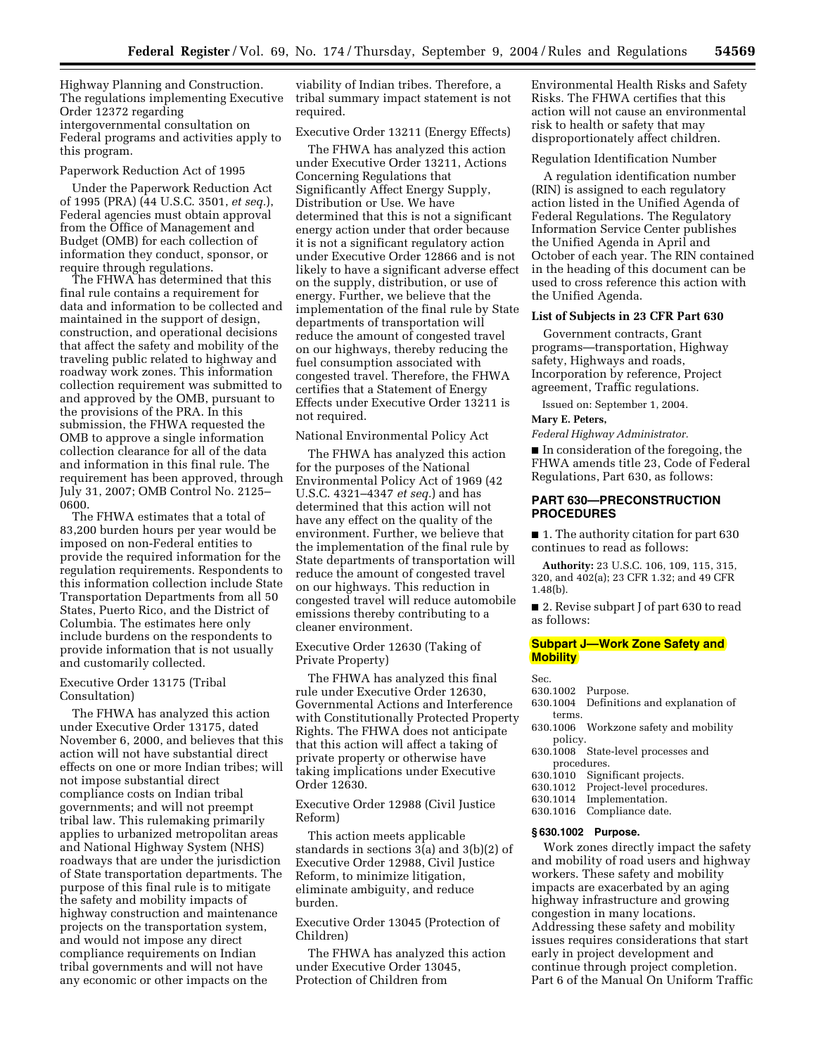Highway Planning and Construction. The regulations implementing Executive Order 12372 regarding intergovernmental consultation on Federal programs and activities apply to this program.

Paperwork Reduction Act of 1995

Under the Paperwork Reduction Act of 1995 (PRA) (44 U.S.C. 3501, *et seq.*), Federal agencies must obtain approval from the Office of Management and Budget (OMB) for each collection of information they conduct, sponsor, or require through regulations.

The FHWA has determined that this final rule contains a requirement for data and information to be collected and maintained in the support of design, construction, and operational decisions that affect the safety and mobility of the traveling public related to highway and roadway work zones. This information collection requirement was submitted to and approved by the OMB, pursuant to the provisions of the PRA. In this submission, the FHWA requested the OMB to approve a single information collection clearance for all of the data and information in this final rule. The requirement has been approved, through July 31, 2007; OMB Control No. 2125–0600.

The FHWA estimates that a total of 83,200 burden hours per year would be imposed on non-Federal entities to provide the required information for the regulation requirements. Respondents to this information collection include State Transportation Departments from all 50 States, Puerto Rico, and the District of Columbia. The estimates here only include burdens on the respondents to provide information that is not usually and customarily collected.

Executive Order 13175 (Tribal Consultation)

The FHWA has analyzed this action under Executive Order 13175, dated November 6, 2000, and believes that this action will not have substantial direct effects on one or more Indian tribes; will not impose substantial direct compliance costs on Indian tribal governments; and will not preempt tribal law. This rulemaking primarily applies to urbanized metropolitan areas and National Highway System (NHS) roadways that are under the jurisdiction of State transportation departments. The purpose of this final rule is to mitigate the safety and mobility impacts of highway construction and maintenance projects on the transportation system, and would not impose any direct compliance requirements on Indian tribal governments and will not have any economic or other impacts on the viability of Indian tribes. Therefore, a tribal summary impact statement is not required.

Executive Order 13211 (Energy Effects)

The FHWA has analyzed this action under Executive Order 13211, Actions Concerning Regulations that Significantly Affect Energy Supply, Distribution or Use. We have determined that this is not a significant energy action under that order because it is not a significant regulatory action under Executive Order 12866 and is not likely to have a significant adverse effect on the supply, distribution, or use of energy. Further, we believe that the implementation of the final rule by State departments of transportation will reduce the amount of congested travel on our highways, thereby reducing the fuel consumption associated with congested travel. Therefore, the FHWA certifies that a Statement of Energy Effects under Executive Order 13211 is not required.

National Environmental Policy Act

The FHWA has analyzed this action for the purposes of the National Environmental Policy Act of 1969 (42 U.S.C. 4321–4347 *et seq.*) and has determined that this action will not have any effect on the quality of the environment. Further, we believe that the implementation of the final rule by State departments of transportation will reduce the amount of congested travel on our highways. This reduction in congested travel will reduce automobile emissions thereby contributing to a cleaner environment.

Executive Order 12630 (Taking of Private Property)

The FHWA has analyzed this final rule under Executive Order 12630, Governmental Actions and Interference with Constitutionally Protected Property Rights. The FHWA does not anticipate that this action will affect a taking of private property or otherwise have taking implications under Executive Order 12630.

Executive Order 12988 (Civil Justice Reform)

This action meets applicable standards in sections 3(a) and 3(b)(2) of Executive Order 12988, Civil Justice Reform, to minimize litigation, eliminate ambiguity, and reduce burden.

Executive Order 13045 (Protection of Children)

The FHWA has analyzed this action under Executive Order 13045, Protection of Children from Environmental Health Risks and Safety Risks. The FHWA certifies that this action will not cause an environmental risk to health or safety that may disproportionately affect children.

Regulation Identification Number

A regulation identification number (RIN) is assigned to each regulatory action listed in the Unified Agenda of Federal Regulations. The Regulatory Information Service Center publishes the Unified Agenda in April and October of each year. The RIN contained in the heading of this document can be used to cross reference this action with the Unified Agenda.

**List of Subjects in 23 CFR Part 630**

Government contracts, Grant programs—transportation, Highway safety, Highways and roads, Incorporation by reference, Project agreement, Traffic regulations.

Issued on: September 1, 2004.

**Mary E. Peters,**

*Federal Highway Administrator.*

■ In consideration of the foregoing, the FHWA amends title 23, Code of Federal Regulations, Part 630, as follows:

## PART 630—PRECONSTRUCTION PROCEDURES

■ 1. The authority citation for part 630 continues to read as follows:

**Authority:** 23 U.S.C. 106, 109, 115, 315, 320, and 402(a); 23 CFR 1.32; and 49 CFR 1.48(b).

■ 2. Revise subpart J of part 630 to read as follows:

### Subpart J—Work Zone Safety and Mobility

Sec.
630.1002 Purpose.
630.1004 Definitions and explanation of terms.
630.1006 Workzone safety and mobility policy.
630.1008 State-level processes and procedures.
630.1010 Significant projects.
630.1012 Project-level procedures.
630.1014 Implementation.
630.1016 Compliance date.

#### § 630.1002 Purpose.

Work zones directly impact the safety and mobility of road users and highway workers. These safety and mobility impacts are exacerbated by an aging highway infrastructure and growing congestion in many locations. Addressing these safety and mobility issues requires considerations that start early in project development and continue through project completion. Part 6 of the Manual On Uniform Traffic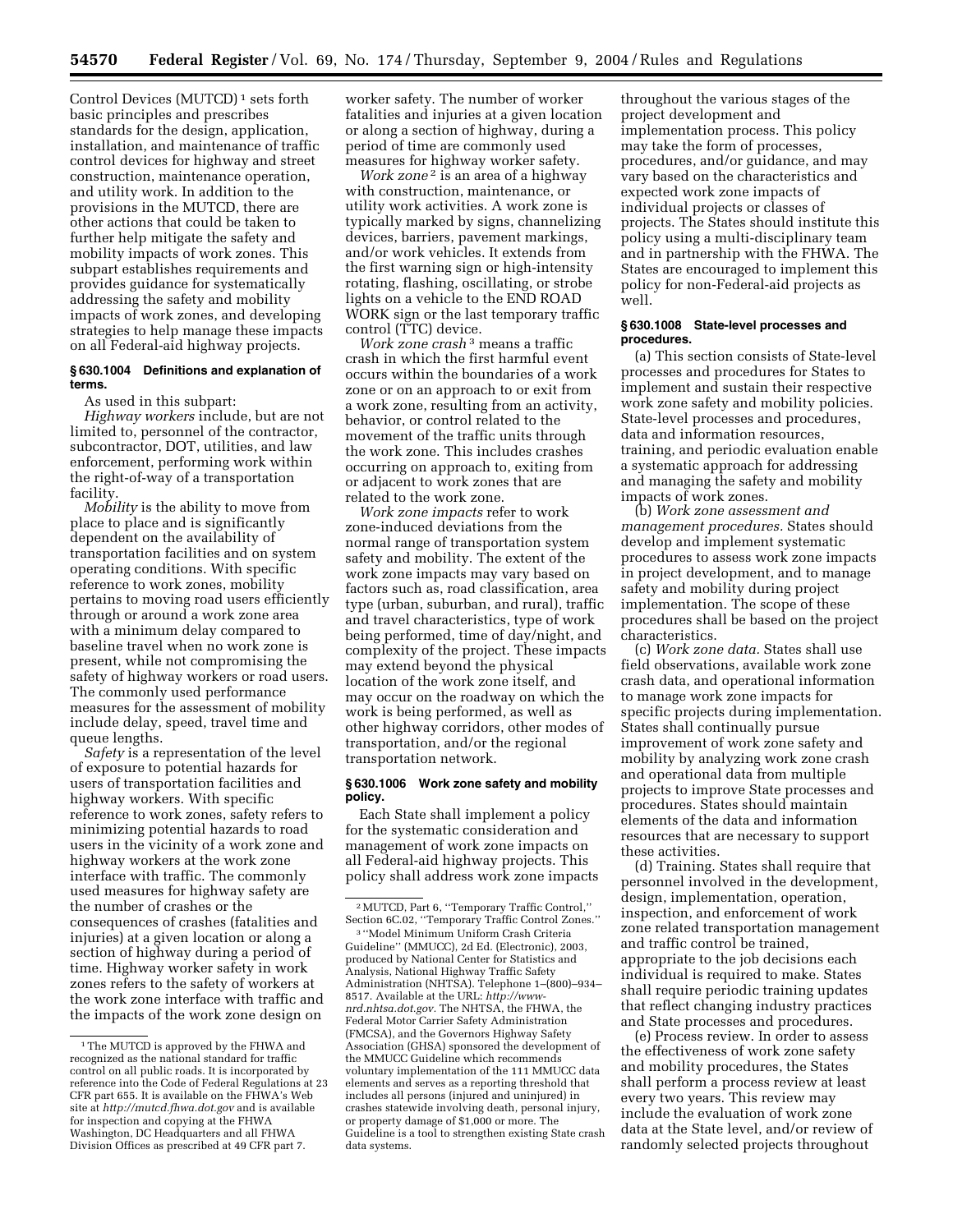Control Devices (MUTCD)[1] sets forth basic principles and prescribes standards for the design, application, installation, and maintenance of traffic control devices for highway and street construction, maintenance operation, and utility work. In addition to the provisions in the MUTCD, there are other actions that could be taken to further help mitigate the safety and mobility impacts of work zones. This subpart establishes requirements and provides guidance for systematically addressing the safety and mobility impacts of work zones, and developing strategies to help manage these impacts on all Federal-aid highway projects.

#### § 630.1004 Definitions and explanation of terms.

As used in this subpart:

*Highway workers* include, but are not limited to, personnel of the contractor, subcontractor, DOT, utilities, and law enforcement, performing work within the right-of-way of a transportation facility.

*Mobility* is the ability to move from place to place and is significantly dependent on the availability of transportation facilities and on system operating conditions. With specific reference to work zones, mobility pertains to moving road users efficiently through or around a work zone area with a minimum delay compared to baseline travel when no work zone is present, while not compromising the safety of highway workers or road users. The commonly used performance measures for the assessment of mobility include delay, speed, travel time and queue lengths.

*Safety* is a representation of the level of exposure to potential hazards for users of transportation facilities and highway workers. With specific reference to work zones, safety refers to minimizing potential hazards to road users in the vicinity of a work zone and highway workers at the work zone interface with traffic. The commonly used measures for highway safety are the number of crashes or the consequences of crashes (fatalities and injuries) at a given location or along a section of highway during a period of time. Highway worker safety in work zones refers to the safety of workers at the work zone interface with traffic and the impacts of the work zone design on worker safety. The number of worker fatalities and injuries at a given location or along a section of highway, during a period of time are commonly used measures for highway worker safety.

*Work zone*[2] is an area of a highway with construction, maintenance, or utility work activities. A work zone is typically marked by signs, channelizing devices, barriers, pavement markings, and/or work vehicles. It extends from the first warning sign or high-intensity rotating, flashing, oscillating, or strobe lights on a vehicle to the END ROAD WORK sign or the last temporary traffic control (TTC) device.

*Work zone crash*[3] means a traffic crash in which the first harmful event occurs within the boundaries of a work zone or on an approach to or exit from a work zone, resulting from an activity, behavior, or control related to the movement of the traffic units through the work zone. This includes crashes occurring on approach to, exiting from or adjacent to work zones that are related to the work zone.

*Work zone impacts* refer to work zone-induced deviations from the normal range of transportation system safety and mobility. The extent of the work zone impacts may vary based on factors such as, road classification, area type (urban, suburban, and rural), traffic and travel characteristics, type of work being performed, time of day/night, and complexity of the project. These impacts may extend beyond the physical location of the work zone itself, and may occur on the roadway on which the work is being performed, as well as other highway corridors, other modes of transportation, and/or the regional transportation network.

#### § 630.1006 Work zone safety and mobility policy.

Each State shall implement a policy for the systematic consideration and management of work zone impacts on all Federal-aid highway projects. This policy shall address work zone impacts throughout the various stages of the project development and implementation process. This policy may take the form of processes, procedures, and/or guidance, and may vary based on the characteristics and expected work zone impacts of individual projects or classes of projects. The States should institute this policy using a multi-disciplinary team and in partnership with the FHWA. The States are encouraged to implement this policy for non-Federal-aid projects as well.

#### § 630.1008 State-level processes and procedures.

(a) This section consists of State-level processes and procedures for States to implement and sustain their respective work zone safety and mobility policies. State-level processes and procedures, data and information resources, training, and periodic evaluation enable a systematic approach for addressing and managing the safety and mobility impacts of work zones.

(b) *Work zone assessment and management procedures.* States should develop and implement systematic procedures to assess work zone impacts in project development, and to manage safety and mobility during project implementation. The scope of these procedures shall be based on the project characteristics.

(c) *Work zone data.* States shall use field observations, available work zone crash data, and operational information to manage work zone impacts for specific projects during implementation. States shall continually pursue improvement of work zone safety and mobility by analyzing work zone crash and operational data from multiple projects to improve State processes and procedures. States should maintain elements of the data and information resources that are necessary to support these activities.

(d) Training. States shall require that personnel involved in the development, design, implementation, operation, inspection, and enforcement of work zone related transportation management and traffic control be trained, appropriate to the job decisions each individual is required to make. States shall require periodic training updates that reflect changing industry practices and State processes and procedures.

(e) Process review. In order to assess the effectiveness of work zone safety and mobility procedures, the States shall perform a process review at least every two years. This review may include the evaluation of work zone data at the State level, and/or review of randomly selected projects throughout

---

[1] The MUTCD is approved by the FHWA and recognized as the national standard for traffic control on all public roads. It is incorporated by reference into the Code of Federal Regulations at 23 CFR part 655. It is available on the FHWA's Web site at *http://mutcd.fhwa.dot.gov* and is available for inspection and copying at the FHWA Washington, DC Headquarters and all FHWA Division Offices as prescribed at 49 CFR part 7.

[2] MUTCD, Part 6, ''Temporary Traffic Control,'' Section 6C.02, ''Temporary Traffic Control Zones.''

[3] ''Model Minimum Uniform Crash Criteria Guideline'' (MMUCC), 2d Ed. (Electronic), 2003, produced by National Center for Statistics and Analysis, National Highway Traffic Safety Administration (NHTSA). Telephone 1–(800)–934–8517. Available at the URL: *http://www-nrd.nhtsa.dot.gov.* The NHTSA, the FHWA, the Federal Motor Carrier Safety Administration (FMCSA), and the Governors Highway Safety Association (GHSA) sponsored the development of the MMUCC Guideline which recommends voluntary implementation of the 111 MMUCC data elements and serves as a reporting threshold that includes all persons (injured and uninjured) in crashes statewide involving death, personal injury, or property damage of $1,000 or more. The Guideline is a tool to strengthen existing State crash data systems.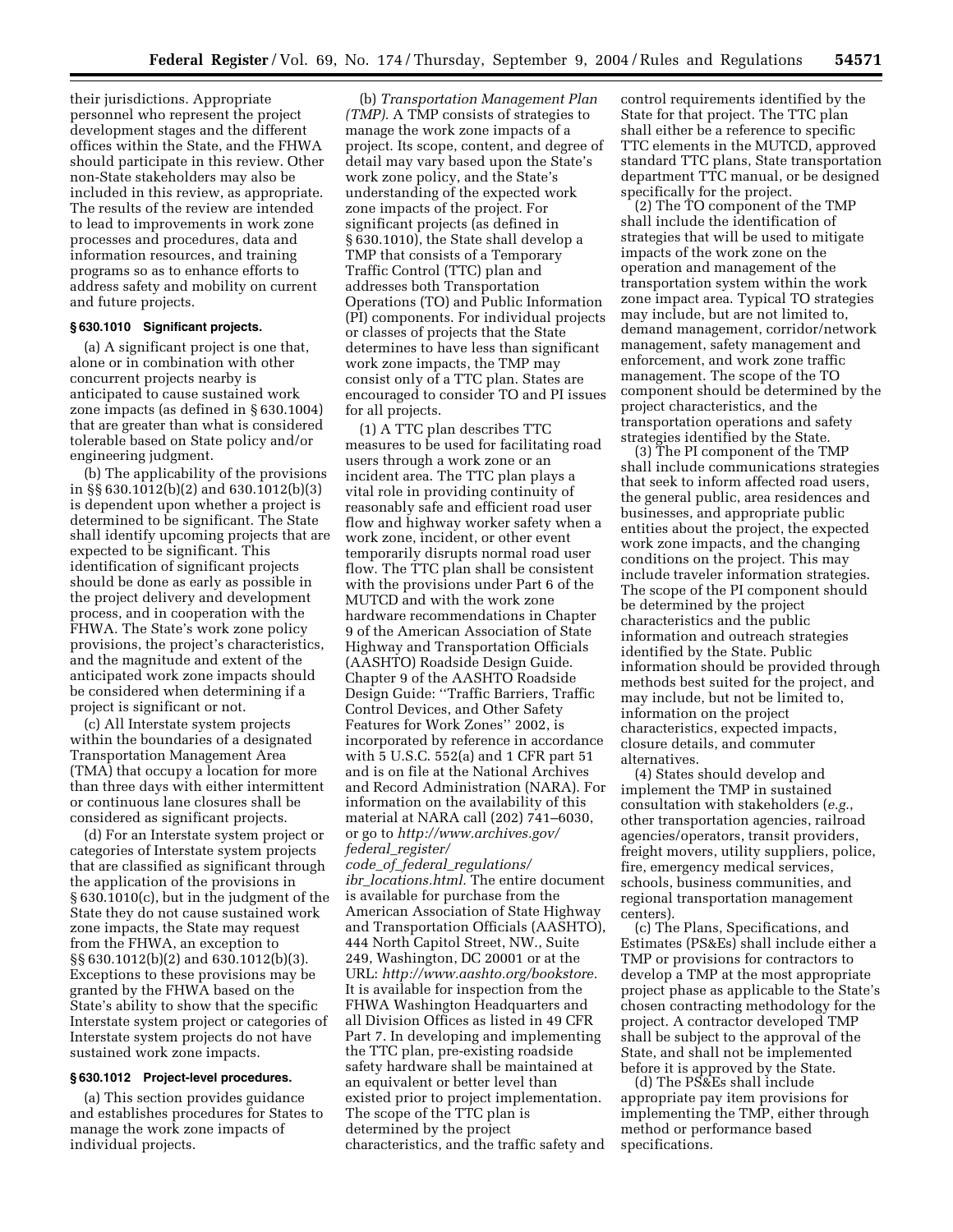their jurisdictions. Appropriate personnel who represent the project development stages and the different offices within the State, and the FHWA should participate in this review. Other non-State stakeholders may also be included in this review, as appropriate. The results of the review are intended to lead to improvements in work zone processes and procedures, data and information resources, and training programs so as to enhance efforts to address safety and mobility on current and future projects.

### § 630.1010 Significant projects.

(a) A significant project is one that, alone or in combination with other concurrent projects nearby is anticipated to cause sustained work zone impacts (as defined in § 630.1004) that are greater than what is considered tolerable based on State policy and/or engineering judgment.

(b) The applicability of the provisions in §§ 630.1012(b)(2) and 630.1012(b)(3) is dependent upon whether a project is determined to be significant. The State shall identify upcoming projects that are expected to be significant. This identification of significant projects should be done as early as possible in the project delivery and development process, and in cooperation with the FHWA. The State's work zone policy provisions, the project's characteristics, and the magnitude and extent of the anticipated work zone impacts should be considered when determining if a project is significant or not.

(c) All Interstate system projects within the boundaries of a designated Transportation Management Area (TMA) that occupy a location for more than three days with either intermittent or continuous lane closures shall be considered as significant projects.

(d) For an Interstate system project or categories of Interstate system projects that are classified as significant through the application of the provisions in § 630.1010(c), but in the judgment of the State they do not cause sustained work zone impacts, the State may request from the FHWA, an exception to §§ 630.1012(b)(2) and 630.1012(b)(3). Exceptions to these provisions may be granted by the FHWA based on the State's ability to show that the specific Interstate system project or categories of Interstate system projects do not have sustained work zone impacts.

### § 630.1012 Project-level procedures.

(a) This section provides guidance and establishes procedures for States to manage the work zone impacts of individual projects.

(b) *Transportation Management Plan (TMP).* A TMP consists of strategies to manage the work zone impacts of a project. Its scope, content, and degree of detail may vary based upon the State's work zone policy, and the State's understanding of the expected work zone impacts of the project. For significant projects (as defined in § 630.1010), the State shall develop a TMP that consists of a Temporary Traffic Control (TTC) plan and addresses both Transportation Operations (TO) and Public Information (PI) components. For individual projects or classes of projects that the State determines to have less than significant work zone impacts, the TMP may consist only of a TTC plan. States are encouraged to consider TO and PI issues for all projects.

(1) A TTC plan describes TTC measures to be used for facilitating road users through a work zone or an incident area. The TTC plan plays a vital role in providing continuity of reasonably safe and efficient road user flow and highway worker safety when a work zone, incident, or other event temporarily disrupts normal road user flow. The TTC plan shall be consistent with the provisions under Part 6 of the MUTCD and with the work zone hardware recommendations in Chapter 9 of the American Association of State Highway and Transportation Officials (AASHTO) Roadside Design Guide. Chapter 9 of the AASHTO Roadside Design Guide: "Traffic Barriers, Traffic Control Devices, and Other Safety Features for Work Zones" 2002, is incorporated by reference in accordance with 5 U.S.C. 552(a) and 1 CFR part 51 and is on file at the National Archives and Record Administration (NARA). For information on the availability of this material at NARA call (202) 741–6030, or go to *http://www.archives.gov/federal_register/code_of_federal_regulations/ibr_locations.html.* The entire document is available for purchase from the American Association of State Highway and Transportation Officials (AASHTO), 444 North Capitol Street, NW., Suite 249, Washington, DC 20001 or at the URL: *http://www.aashto.org/bookstore.* It is available for inspection from the FHWA Washington Headquarters and all Division Offices as listed in 49 CFR Part 7. In developing and implementing the TTC plan, pre-existing roadside safety hardware shall be maintained at an equivalent or better level than existed prior to project implementation. The scope of the TTC plan is determined by the project characteristics, and the traffic safety and control requirements identified by the State for that project. The TTC plan shall either be a reference to specific TTC elements in the MUTCD, approved standard TTC plans, State transportation department TTC manual, or be designed specifically for the project.

(2) The TO component of the TMP shall include the identification of strategies that will be used to mitigate impacts of the work zone on the operation and management of the transportation system within the work zone impact area. Typical TO strategies may include, but are not limited to, demand management, corridor/network management, safety management and enforcement, and work zone traffic management. The scope of the TO component should be determined by the project characteristics, and the transportation operations and safety strategies identified by the State.

(3) The PI component of the TMP shall include communications strategies that seek to inform affected road users, the general public, area residences and businesses, and appropriate public entities about the project, the expected work zone impacts, and the changing conditions on the project. This may include traveler information strategies. The scope of the PI component should be determined by the project characteristics and the public information and outreach strategies identified by the State. Public information should be provided through methods best suited for the project, and may include, but not be limited to, information on the project characteristics, expected impacts, closure details, and commuter alternatives.

(4) States should develop and implement the TMP in sustained consultation with stakeholders (*e.g.,* other transportation agencies, railroad agencies/operators, transit providers, freight movers, utility suppliers, police, fire, emergency medical services, schools, business communities, and regional transportation management centers).

(c) The Plans, Specifications, and Estimates (PS&Es) shall include either a TMP or provisions for contractors to develop a TMP at the most appropriate project phase as applicable to the State's chosen contracting methodology for the project. A contractor developed TMP shall be subject to the approval of the State, and shall not be implemented before it is approved by the State.

(d) The PS&Es shall include appropriate pay item provisions for implementing the TMP, either through method or performance based specifications.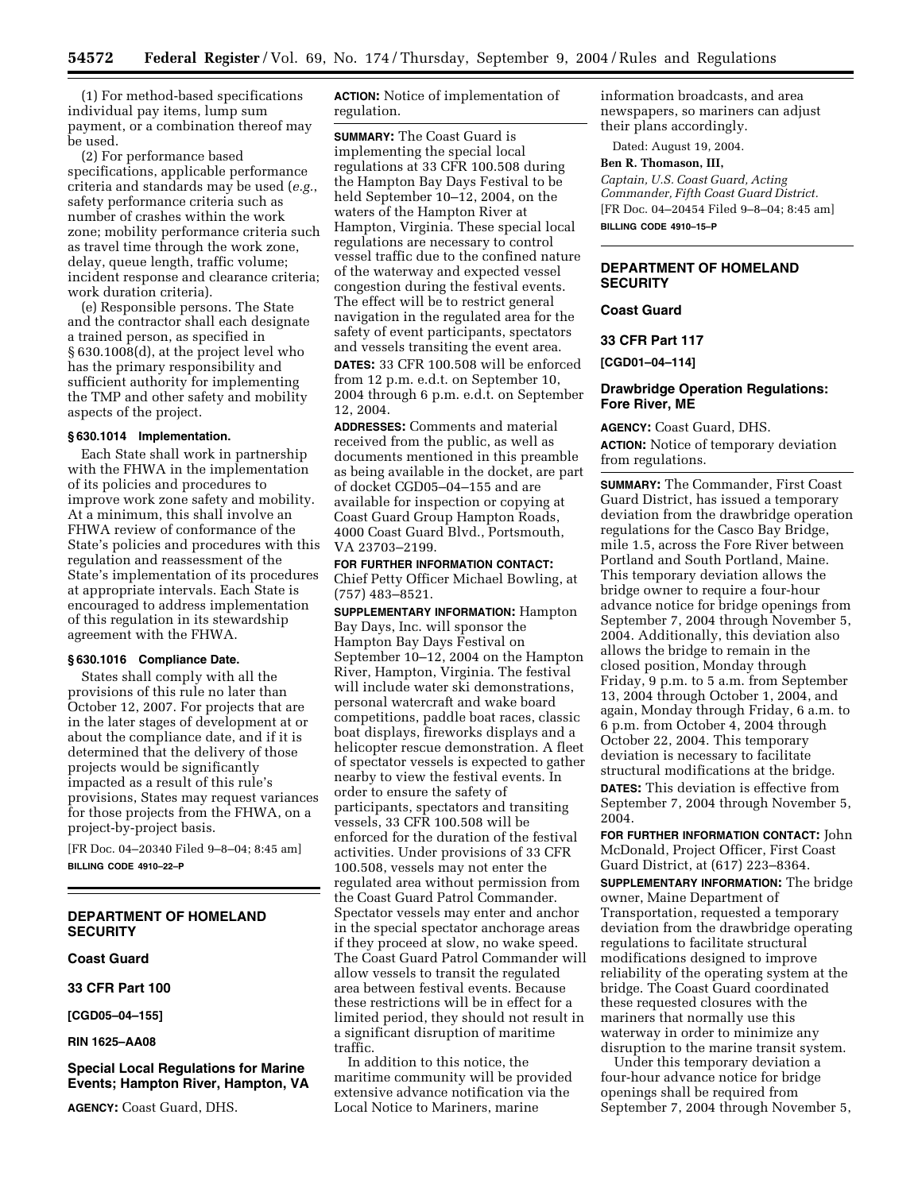(1) For method-based specifications individual pay items, lump sum payment, or a combination thereof may be used.

(2) For performance based specifications, applicable performance criteria and standards may be used (*e.g.*, safety performance criteria such as number of crashes within the work zone; mobility performance criteria such as travel time through the work zone, delay, queue length, traffic volume; incident response and clearance criteria; work duration criteria).

(e) Responsible persons. The State and the contractor shall each designate a trained person, as specified in § 630.1008(d), at the project level who has the primary responsibility and sufficient authority for implementing the TMP and other safety and mobility aspects of the project.

### § 630.1014 Implementation.

Each State shall work in partnership with the FHWA in the implementation of its policies and procedures to improve work zone safety and mobility. At a minimum, this shall involve an FHWA review of conformance of the State's policies and procedures with this regulation and reassessment of the State's implementation of its procedures at appropriate intervals. Each State is encouraged to address implementation of this regulation in its stewardship agreement with the FHWA.

### § 630.1016 Compliance Date.

States shall comply with all the provisions of this rule no later than October 12, 2007. For projects that are in the later stages of development at or about the compliance date, and if it is determined that the delivery of those projects would be significantly impacted as a result of this rule's provisions, States may request variances for those projects from the FHWA, on a project-by-project basis.

[FR Doc. 04–20340 Filed 9–8–04; 8:45 am]

**BILLING CODE 4910–22–P**

---

## DEPARTMENT OF HOMELAND SECURITY

### Coast Guard

### 33 CFR Part 100

**[CGD05–04–155]**

**RIN 1625–AA08**

## Special Local Regulations for Marine Events; Hampton River, Hampton, VA

**AGENCY:** Coast Guard, DHS.

**ACTION:** Notice of implementation of regulation.

**SUMMARY:** The Coast Guard is implementing the special local regulations at 33 CFR 100.508 during the Hampton Bay Days Festival to be held September 10–12, 2004, on the waters of the Hampton River at Hampton, Virginia. These special local regulations are necessary to control vessel traffic due to the confined nature of the waterway and expected vessel congestion during the festival events. The effect will be to restrict general navigation in the regulated area for the safety of event participants, spectators and vessels transiting the event area.

**DATES:** 33 CFR 100.508 will be enforced from 12 p.m. e.d.t. on September 10, 2004 through 6 p.m. e.d.t. on September 12, 2004.

**ADDRESSES:** Comments and material received from the public, as well as documents mentioned in this preamble as being available in the docket, are part of docket CGD05–04–155 and are available for inspection or copying at Coast Guard Group Hampton Roads, 4000 Coast Guard Blvd., Portsmouth, VA 23703–2199.

**FOR FURTHER INFORMATION CONTACT:** Chief Petty Officer Michael Bowling, at (757) 483–8521.

**SUPPLEMENTARY INFORMATION:** Hampton Bay Days, Inc. will sponsor the Hampton Bay Days Festival on September 10–12, 2004 on the Hampton River, Hampton, Virginia. The festival will include water ski demonstrations, personal watercraft and wake board competitions, paddle boat races, classic boat displays, fireworks displays and a helicopter rescue demonstration. A fleet of spectator vessels is expected to gather nearby to view the festival events. In order to ensure the safety of participants, spectators and transiting vessels, 33 CFR 100.508 will be enforced for the duration of the festival activities. Under provisions of 33 CFR 100.508, vessels may not enter the regulated area without permission from the Coast Guard Patrol Commander. Spectator vessels may enter and anchor in the special spectator anchorage areas if they proceed at slow, no wake speed. The Coast Guard Patrol Commander will allow vessels to transit the regulated area between festival events. Because these restrictions will be in effect for a limited period, they should not result in a significant disruption of maritime traffic.

In addition to this notice, the maritime community will be provided extensive advance notification via the Local Notice to Mariners, marine information broadcasts, and area newspapers, so mariners can adjust their plans accordingly.

Dated: August 19, 2004.

**Ben R. Thomason, III,**

*Captain, U.S. Coast Guard, Acting Commander, Fifth Coast Guard District.*

[FR Doc. 04–20454 Filed 9–8–04; 8:45 am]

**BILLING CODE 4910–15–P**

---

## DEPARTMENT OF HOMELAND SECURITY

### Coast Guard

### 33 CFR Part 117

**[CGD01–04–114]**

## Drawbridge Operation Regulations: Fore River, ME

**AGENCY:** Coast Guard, DHS.

**ACTION:** Notice of temporary deviation from regulations.

**SUMMARY:** The Commander, First Coast Guard District, has issued a temporary deviation from the drawbridge operation regulations for the Casco Bay Bridge, mile 1.5, across the Fore River between Portland and South Portland, Maine. This temporary deviation allows the bridge owner to require a four-hour advance notice for bridge openings from September 7, 2004 through November 5, 2004. Additionally, this deviation also allows the bridge to remain in the closed position, Monday through Friday, 9 p.m. to 5 a.m. from September 13, 2004 through October 1, 2004, and again, Monday through Friday, 6 a.m. to 6 p.m. from October 4, 2004 through October 22, 2004. This temporary deviation is necessary to facilitate structural modifications at the bridge.

**DATES:** This deviation is effective from September 7, 2004 through November 5, 2004.

**FOR FURTHER INFORMATION CONTACT:** John McDonald, Project Officer, First Coast Guard District, at (617) 223–8364.

**SUPPLEMENTARY INFORMATION:** The bridge owner, Maine Department of Transportation, requested a temporary deviation from the drawbridge operating regulations to facilitate structural modifications designed to improve reliability of the operating system at the bridge. The Coast Guard coordinated these requested closures with the mariners that normally use this waterway in order to minimize any disruption to the marine transit system.

Under this temporary deviation a four-hour advance notice for bridge openings shall be required from September 7, 2004 through November 5,